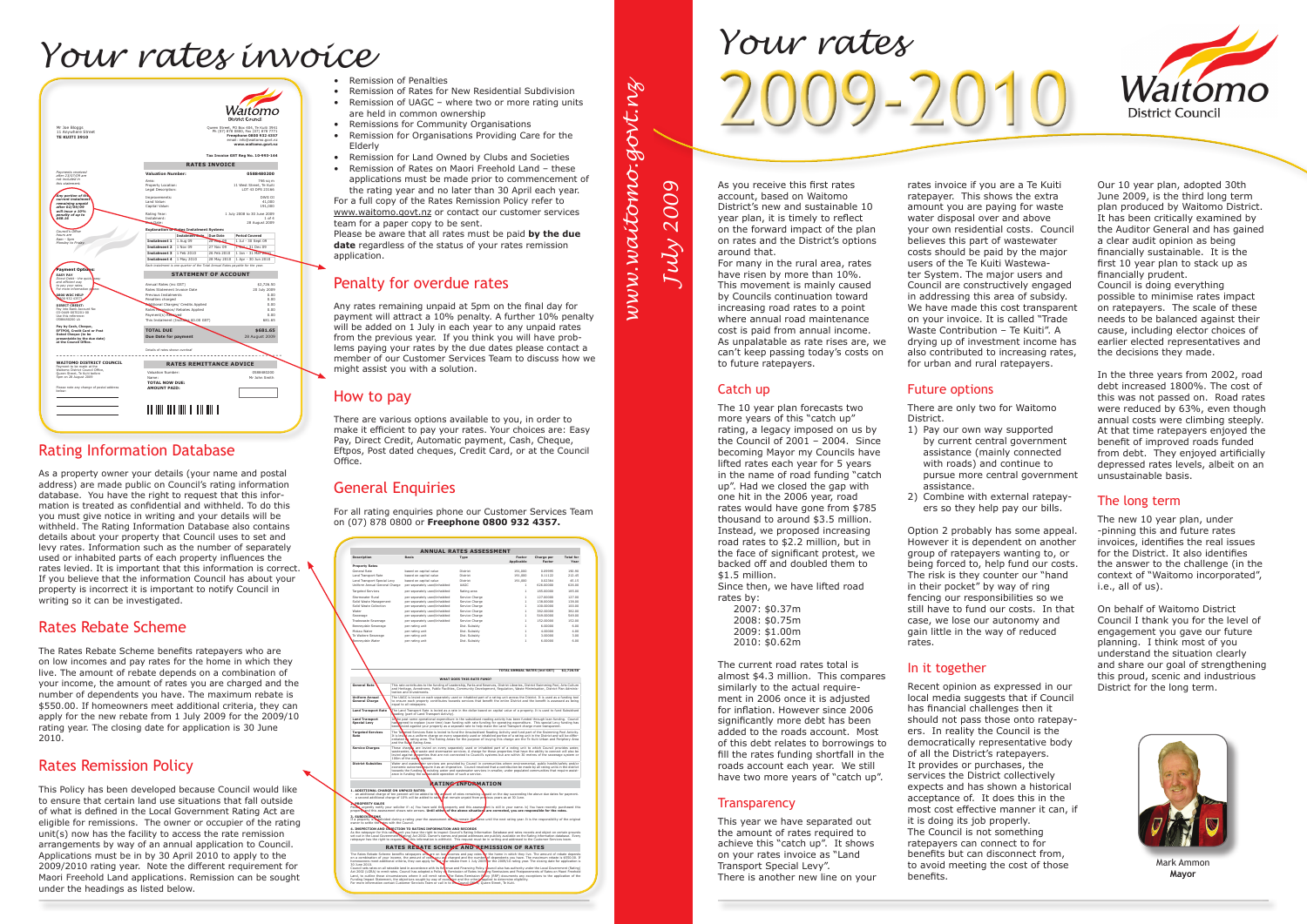# Your rates invoice

## Rating Information Database

As a property owner your details (your name and postal address) are made public on Council's rating information database. You have the right to request that this information is treated as confidential and withheld. To do this you must give notice in writing and your details will be withheld. The Rating Information Database also contains details about your property that Council uses to set and levy rates. Information such as the number of separately used or inhabited parts of each property influences the rates levied. It is important that this information is correct. If you believe that the information Council has about your property is incorrect it is important to notify Council in writing so it can be investigated.

## Rates Rebate Scheme

The Rates Rebate Scheme benefits ratepayers who are on low incomes and pay rates for the home in which they live. The amount of rebate depends on a combination of your income, the amount of rates you are charged and the number of dependents you have. The maximum rebate is $550.00. If homeowners meet additional criteria, they can apply for the new rebate from 1 July 2009 for the 2009/10 rating year. The closing date for application is 30 June 2010.

## Rates Remission Policy

This Policy has been developed because Council would like to ensure that certain land use situations that fall outside of what is defined in the Local Government Rating Act are eligible for remissions. The owner or occupier of the rating unit(s) now has the facility to access the rate remission arrangements by way of an annual application to Council. Applications must be in by 30 April 2010 to apply to the 2009/2010 rating year. Note the different requirement for Maori Freehold Land applications. Remission can be sought under the headings as listed below.

- Remission of Penalties
- Remission of Rates for New Residential Subdivision
- Remission of UAGC – where two or more rating units are held in common ownership
- Remissions for Community Organisations
- Remission for Organisations Providing Care for the Elderly
- Remission for Land Owned by Clubs and Societies
- Remission of Rates on Maori Freehold Land – these applications must be made prior to commencement of the rating year and no later than 30 April each year.

For a full copy of the Rates Remission Policy refer to www.waitomo.govt.nz or contact our customer services team for a paper copy to be sent.

Please be aware that all rates must be paid **by the due date** regardless of the status of your rates remission application.

## Penalty for overdue rates

Any rates remaining unpaid at 5pm on the final day for payment will attract a 10% penalty. A further 10% penalty will be added on 1 July in each year to any unpaid rates from the previous year. If you think you will have problems paying your rates by the due dates please contact a member of our Customer Services Team to discuss how we might assist you with a solution.

## How to pay

There are various options available to you, in order to make it efficient to pay your rates. Your choices are: Easy Pay, Direct Credit, Automatic payment, Cash, Cheque, Eftpos, Post dated cheques, Credit Card, or at the Council Office.

## General Enquiries

For all rating enquiries phone our Customer Services Team on (07) 878 0800 or **Freephone 0800 932 4357.**

www.waitomo.govt.nz

July 2009

# Your rates 2009-2010

As you receive this first rates account, based on Waitomo District's new and sustainable 10 year plan, it is timely to reflect on the forward impact of the plan on rates and the District's options around that.

For many in the rural area, rates have risen by more than 10%. This movement is mainly caused by Councils continuation toward increasing road rates to a point where annual road maintenance cost is paid from annual income. As unpalatable as rate rises are, we can't keep passing today's costs on to future ratepayers.

## Catch up

The 10 year plan forecasts two more years of this "catch up" rating, a legacy imposed on us by the Council of 2001 – 2004. Since becoming Mayor my Councils have lifted rates each year for 5 years in the name of road funding "catch up". Had we closed the gap with one hit in the 2006 year, road rates would have gone from $785 thousand to around $3.5 million. Instead, we proposed increasing road rates to $2.2 million, but in the face of significant protest, we backed off and doubled them to $1.5 million.

Since then, we have lifted road rates by:

2007: $0.37m
2008: $0.75m
2009: $1.00m
2010: $0.62m

The current road rates total is almost $4.3 million. This compares similarly to the actual requirement in 2006 once it is adjusted for inflation. However since 2006 significantly more debt has been added to the roads account. Most of this debt relates to borrowings to fill the rates funding shortfall in the roads account each year. We still have two more years of "catch up".

## Transparency

This year we have separated out the amount of rates required to achieve this "catch up". It shows on your rates invoice as "Land Transport Special Levy".

There is another new line on your rates invoice if you are a Te Kuiti ratepayer. This shows the extra amount you are paying for waste water disposal over and above your own residential costs. Council believes this part of wastewater costs should be paid by the major users of the Te Kuiti Wastewater System. The major users and Council are constructively engaged in addressing this area of subsidy. We have made this cost transparent on your invoice. It is called "Trade Waste Contribution – Te Kuiti". A drying up of investment income has also contributed to increasing rates, for urban and rural ratepayers.

## Future options

There are only two for Waitomo District.

1) Pay our own way supported by current central government assistance (mainly connected with roads) and continue to pursue more central government assistance.
2) Combine with external ratepayers so they help pay our bills.

Option 2 probably has some appeal. However it is dependent on another group of ratepayers wanting to, or being forced to, help fund our costs. The risk is they counter our "hand in their pocket" by way of ring fencing our responsibilities so we still have to fund our costs. In that case, we lose our autonomy and gain little in the way of reduced rates.

## In it together

Recent opinion as expressed in our local media suggests that if Council has financial challenges then it should not pass those onto ratepayers. In reality the Council is the democratically representative body of all the District's ratepayers. It provides or purchases, the services the District collectively expects and has shown a historical acceptance of. It does this in the most cost effective manner it can, if it is doing its job properly.

The Council is not something ratepayers can connect to for benefits but can disconnect from, to avoid meeting the cost of those benefits.

Our 10 year plan, adopted 30th June 2009, is the third long term plan produced by Waitomo District. It has been critically examined by the Auditor General and has gained a clear audit opinion as being financially sustainable. It is the first 10 year plan to stack up as financially prudent.

Council is doing everything possible to minimise rates impact on ratepayers. The scale of these needs to be balanced against their cause, including elector choices of earlier elected representatives and the decisions they made.

In the three years from 2002, road debt increased 1800%. The cost of this was not passed on. Road rates were reduced by 63%, even though annual costs were climbing steeply. At that time ratepayers enjoyed the benefit of improved roads funded from debt. They enjoyed artificially depressed rates levels, albeit on an unsustainable basis.

## The long term

The new 10 year plan, under-pinning this and future rates invoices, identifies the real issues for the District. It also identifies the answer to the challenge (in the context of "Waitomo incorporated", i.e., all of us).

On behalf of Waitomo District Council I thank you for the level of engagement you gave our future planning. I think most of you understand the situation clearly and share our goal of strengthening this proud, scenic and industrious District for the long term.

Mark Ammon
**Mayor**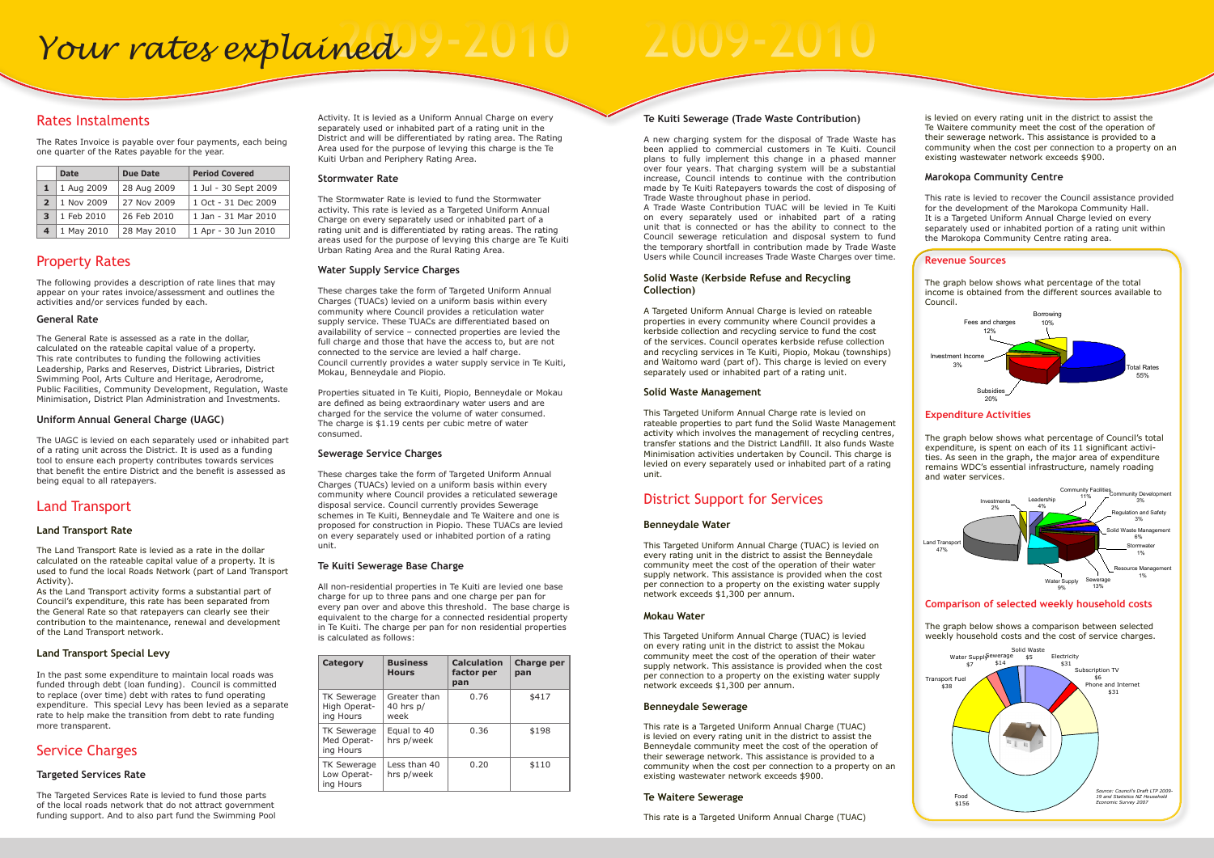# Your rates explained 2009-2010

## Rates Instalments

The Rates Invoice is payable over four payments, each being one quarter of the Rates payable for the year.

| | Date | Due Date | Period Covered |
|---|---|---|---|
| 1 | 1 Aug 2009 | 28 Aug 2009 | 1 Jul - 30 Sept 2009 |
| 2 | 1 Nov 2009 | 27 Nov 2009 | 1 Oct - 31 Dec 2009 |
| 3 | 1 Feb 2010 | 26 Feb 2010 | 1 Jan - 31 Mar 2010 |
| 4 | 1 May 2010 | 28 May 2010 | 1 Apr - 30 Jun 2010 |

## Property Rates

The following provides a description of rate lines that may appear on your rates invoice/assessment and outlines the activities and/or services funded by each.

### General Rate

The General Rate is assessed as a rate in the dollar, calculated on the rateable capital value of a property. This rate contributes to funding the following activities Leadership, Parks and Reserves, District Libraries, District Swimming Pool, Arts Culture and Heritage, Aerodrome, Public Facilities, Community Development, Regulation, Waste Minimisation, District Plan Administration and Investments.

### Uniform Annual General Charge (UAGC)

The UAGC is levied on each separately used or inhabited part of a rating unit across the District. It is used as a funding tool to ensure each property contributes towards services that benefit the entire District and the benefit is assessed as being equal to all ratepayers.

## Land Transport

### Land Transport Rate

The Land Transport Rate is levied as a rate in the dollar calculated on the rateable capital value of a property. It is used to fund the local Roads Network (part of Land Transport Activity).

As the Land Transport activity forms a substantial part of Council's expenditure, this rate has been separated from the General Rate so that ratepayers can clearly see their contribution to the maintenance, renewal and development of the Land Transport network.

### Land Transport Special Levy

In the past some expenditure to maintain local roads was funded through debt (loan funding). Council is committed to replace (over time) debt with rates to fund operating expenditure. This special Levy has been levied as a separate rate to help make the transition from debt to rate funding more transparent.

## Service Charges

### Targeted Services Rate

The Targeted Services Rate is levied to fund those parts of the local roads network that do not attract government funding support. And to also part fund the Swimming Pool Activity. It is levied as a Uniform Annual Charge on every separately used or inhabited part of a rating unit in the District and will be differentiated by rating area. The Rating Area used for the purpose of levying this charge is the Te Kuiti Urban and Periphery Rating Area.

### Stormwater Rate

The Stormwater Rate is levied to fund the Stormwater activity. This rate is levied as a Targeted Uniform Annual Charge on every separately used or inhabited part of a rating unit and is differentiated by rating areas. The rating areas used for the purpose of levying this charge are Te Kuiti Urban Rating Area and the Rural Rating Area.

### Water Supply Service Charges

These charges take the form of Targeted Uniform Annual Charges (TUACs) levied on a uniform basis within every community where Council provides a reticulation water supply service. These TUACs are differentiated based on availability of service – connected properties are levied the full charge and those that have the access to, but are not connected to the service are levied a half charge.
Council currently provides a water supply service in Te Kuiti, Mokau, Benneydale and Piopio.

Properties situated in Te Kuiti, Piopio, Benneydale or Mokau are defined as being extraordinary water users and are charged for the service the volume of water consumed. The charge is $1.19 cents per cubic metre of water consumed.

### Sewerage Service Charges

These charges take the form of Targeted Uniform Annual Charges (TUACs) levied on a uniform basis within every community where Council provides a reticulated sewerage disposal service. Council currently provides Sewerage schemes in Te Kuiti, Benneydale and Te Waitere and one is proposed for construction in Piopio. These TUACs are levied on every separately used or inhabited portion of a rating unit.

### Te Kuiti Sewerage Base Charge

All non-residential properties in Te Kuiti are levied one base charge for up to three pans and one charge per pan for every pan over and above this threshold. The base charge is equivalent to the charge for a connected residential property in Te Kuiti. The charge per pan for non residential properties is calculated as follows:

| Category | Business Hours | Calculation factor per pan | Charge per pan |
|---|---|---|---|
| TK Sewerage High Operating Hours | Greater than 40 hrs p/ week | 0.76 | $417 |
| TK Sewerage Med Operating Hours | Equal to 40 hrs p/week | 0.36 | $198 |
| TK Sewerage Low Operating Hours | Less than 40 hrs p/week | 0.20 | $110 |

### Te Kuiti Sewerage (Trade Waste Contribution)

A new charging system for the disposal of Trade Waste has been applied to commercial customers in Te Kuiti. Council plans to fully implement this change in a phased manner over four years. That charging system will be a substantial increase, Council intends to continue with the contribution made by Te Kuiti Ratepayers towards the cost of disposing of Trade Waste throughout phase in period.

A Trade Waste Contribution TUAC will be levied in Te Kuiti on every separately used or inhabited part of a rating unit that is connected or has the ability to connect to the Council sewerage reticulation and disposal system to fund the temporary shortfall in contribution made by Trade Waste Users while Council increases Trade Waste Charges over time.

### Solid Waste (Kerbside Refuse and Recycling Collection)

A Targeted Uniform Annual Charge is levied on rateable properties in every community where Council provides a kerbside collection and recycling service to fund the cost of the services. Council operates kerbside refuse collection and recycling services in Te Kuiti, Piopio, Mokau (townships) and Waitomo ward (part of). This charge is levied on every separately used or inhabited part of a rating unit.

### Solid Waste Management

This Targeted Uniform Annual Charge rate is levied on rateable properties to part fund the Solid Waste Management activity which involves the management of recycling centres, transfer stations and the District Landfill. It also funds Waste Minimisation activities undertaken by Council. This charge is levied on every separately used or inhabited part of a rating unit.

## District Support for Services

### Benneydale Water

This Targeted Uniform Annual Charge (TUAC) is levied on every rating unit in the district to assist the Benneydale community meet the cost of the operation of their water supply network. This assistance is provided when the cost per connection to a property on the existing water supply network exceeds $1,300 per annum.

### Mokau Water

This Targeted Uniform Annual Charge (TUAC) is levied on every rating unit in the district to assist the Mokau community meet the cost of the operation of their water supply network. This assistance is provided when the cost per connection to a property on the existing water supply network exceeds $1,300 per annum.

### Benneydale Sewerage

This rate is a Targeted Uniform Annual Charge (TUAC) is levied on every rating unit in the district to assist the Benneydale community meet the cost of the operation of their sewerage network. This assistance is provided to a community when the cost per connection to a property on an existing wastewater network exceeds $900.

### Te Waitere Sewerage

This rate is a Targeted Uniform Annual Charge (TUAC) is levied on every rating unit in the district to assist the Te Waitere community meet the cost of the operation of their sewerage network. This assistance is provided to a community when the cost per connection to a property on an existing wastewater network exceeds $900.

### Marokopa Community Centre

This rate is levied to recover the Council assistance provided for the development of the Marokopa Community Hall. It is a Targeted Uniform Annual Charge levied on every separately used or inhabited part of a rating unit within the Marokopa Community Centre rating area.

### Revenue Sources

The graph below shows what percentage of the total income is obtained from the different sources available to Council.

Borrowing 10%
Fees and charges 12%
Investment Income 3%
Total Rates 55%
Subsidies 20%

### Expenditure Activities

The graph below shows what percentage of Council's total expenditure, is spent on each of its 11 significant activities. As seen in the graph, the major area of expenditure remains WDC's essential infrastructure, namely roading and water services.

Community Facilities 11%
Community Development 3%
Leadership 4%
Investments 2%
Regulation and Safety 3%
Solid Waste Management 6%
Stormwater 1%
Resource Management 1%
Land Transport 47%
Water Supply 9%
Sewerage 13%

### Comparison of selected weekly household costs

The graph below shows a comparison between selected weekly household costs and the cost of service charges.

Solid Waste $5
Water Supply $7
Sewerage $14
Electricity $31
Subscription TV $6
Phone and Internet $31
Transport Fuel $38
Food $156

*Source: Council's Draft LTP 2009-19 and Statistics NZ Household Economic Survey 2007*